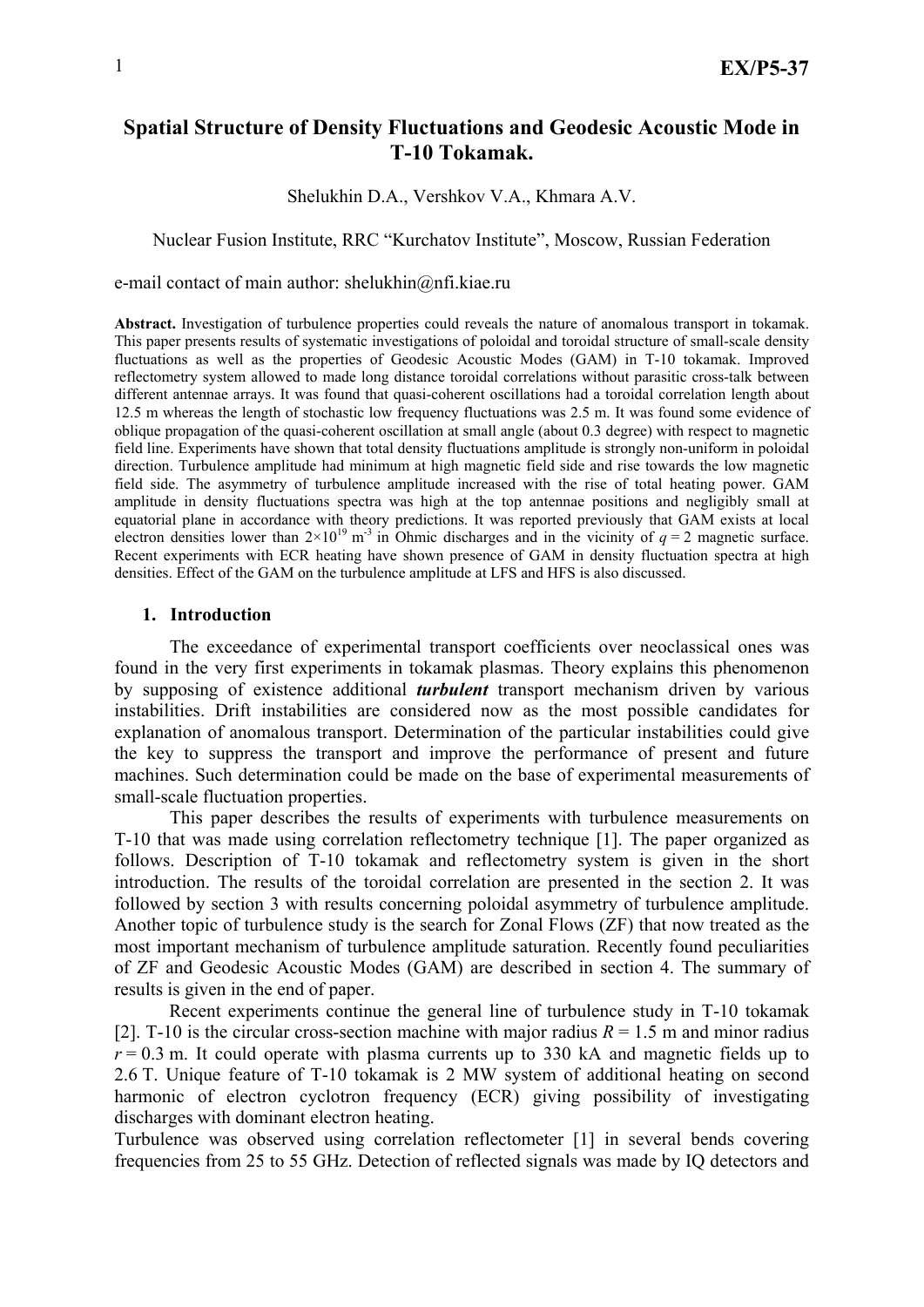# Spatial Structure of Density Fluctuations and Geodesic Acoustic Mode in T-10 Tokamak.

Shelukhin D.A., Vershkov V.A., Khmara A.V.

Nuclear Fusion Institute, RRC "Kurchatov Institute", Moscow, Russian Federation

e-mail contact of main author: shelukhin@nfi.kiae.ru

**Abstract.** Investigation of turbulence properties could reveals the nature of anomalous transport in tokamak. This paper presents results of systematic investigations of poloidal and toroidal structure of small-scale density fluctuations as well as the properties of Geodesic Acoustic Modes (GAM) in T-10 tokamak. Improved reflectometry system allowed to made long distance toroidal correlations without parasitic cross-talk between different antennae arrays. It was found that quasi-coherent oscillations had a toroidal correlation length about 12.5 m whereas the length of stochastic low frequency fluctuations was 2.5 m. It was found some evidence of oblique propagation of the quasi-coherent oscillation at small angle (about 0.3 degree) with respect to magnetic field line. Experiments have shown that total density fluctuations amplitude is strongly non-uniform in poloidal direction. Turbulence amplitude had minimum at high magnetic field side and rise towards the low magnetic field side. The asymmetry of turbulence amplitude increased with the rise of total heating power. GAM amplitude in density fluctuations spectra was high at the top antennae positions and negligibly small at equatorial plane in accordance with theory predictions. It was reported previously that GAM exists at local electron densities lower than $2\times10^{19}$ m$^{-3}$ in Ohmic discharges and in the vicinity of $q = 2$ magnetic surface. Recent experiments with ECR heating have shown presence of GAM in density fluctuation spectra at high densities. Effect of the GAM on the turbulence amplitude at LFS and HFS is also discussed.

## 1. Introduction

The exceedance of experimental transport coefficients over neoclassical ones was found in the very first experiments in tokamak plasmas. Theory explains this phenomenon by supposing of existence additional ***turbulent*** transport mechanism driven by various instabilities. Drift instabilities are considered now as the most possible candidates for explanation of anomalous transport. Determination of the particular instabilities could give the key to suppress the transport and improve the performance of present and future machines. Such determination could be made on the base of experimental measurements of small-scale fluctuation properties.

This paper describes the results of experiments with turbulence measurements on T-10 that was made using correlation reflectometry technique [1]. The paper organized as follows. Description of T-10 tokamak and reflectometry system is given in the short introduction. The results of the toroidal correlation are presented in the section 2. It was followed by section 3 with results concerning poloidal asymmetry of turbulence amplitude. Another topic of turbulence study is the search for Zonal Flows (ZF) that now treated as the most important mechanism of turbulence amplitude saturation. Recently found peculiarities of ZF and Geodesic Acoustic Modes (GAM) are described in section 4. The summary of results is given in the end of paper.

Recent experiments continue the general line of turbulence study in T-10 tokamak [2]. T-10 is the circular cross-section machine with major radius $R = 1.5$ m and minor radius $r = 0.3$ m. It could operate with plasma currents up to 330 kA and magnetic fields up to 2.6 T. Unique feature of T-10 tokamak is 2 MW system of additional heating on second harmonic of electron cyclotron frequency (ECR) giving possibility of investigating discharges with dominant electron heating.

Turbulence was observed using correlation reflectometer [1] in several bends covering frequencies from 25 to 55 GHz. Detection of reflected signals was made by IQ detectors and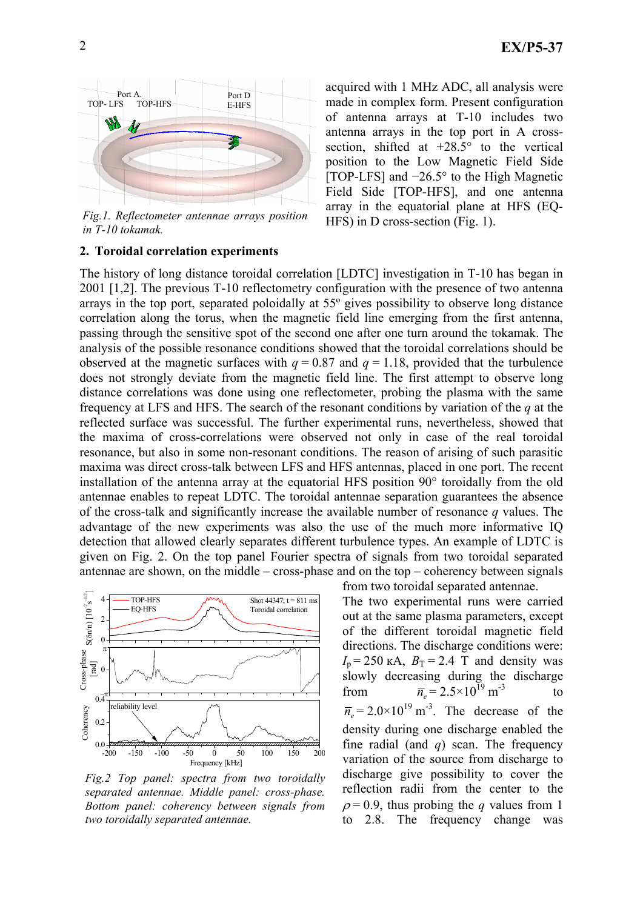acquired with 1 MHz ADC, all analysis were made in complex form. Present configuration of antenna arrays at T-10 includes two antenna arrays in the top port in A cross-section, shifted at +28.5° to the vertical position to the Low Magnetic Field Side [TOP-LFS] and −26.5° to the High Magnetic Field Side [TOP-HFS], and one antenna array in the equatorial plane at HFS (EQ-HFS) in D cross-section (Fig. 1).

*Fig.1. Reflectometer antennae arrays position in T-10 tokamak.*

## 2. Toroidal correlation experiments

The history of long distance toroidal correlation [LDTC] investigation in T-10 has began in 2001 [1,2]. The previous T-10 reflectometry configuration with the presence of two antenna arrays in the top port, separated poloidally at 55º gives possibility to observe long distance correlation along the torus, when the magnetic field line emerging from the first antenna, passing through the sensitive spot of the second one after one turn around the tokamak. The analysis of the possible resonance conditions showed that the toroidal correlations should be observed at the magnetic surfaces with $q = 0.87$ and $q = 1.18$, provided that the turbulence does not strongly deviate from the magnetic field line. The first attempt to observe long distance correlations was done using one reflectometer, probing the plasma with the same frequency at LFS and HFS. The search of the resonant conditions by variation of the $q$ at the reflected surface was successful. The further experimental runs, nevertheless, showed that the maxima of cross-correlations were observed not only in case of the real toroidal resonance, but also in some non-resonant conditions. The reason of arising of such parasitic maxima was direct cross-talk between LFS and HFS antennas, placed in one port. The recent installation of the antenna array at the equatorial HFS position 90° toroidally from the old antennae enables to repeat LDTC. The toroidal antennae separation guarantees the absence of the cross-talk and significantly increase the available number of resonance $q$ values. The advantage of the new experiments was also the use of the much more informative IQ detection that allowed clearly separates different turbulence types. An example of LDTC is given on Fig. 2. On the top panel Fourier spectra of signals from two toroidal separated antennae are shown, on the middle – cross-phase and on the top – coherency between signals from two toroidal separated antennae.

*Fig.2 Top panel: spectra from two toroidally separated antennae. Middle panel: cross-phase. Bottom panel: coherency between signals from two toroidally separated antennae.*

The two experimental runs were carried out at the same plasma parameters, except of the different toroidal magnetic field directions. The discharge conditions were: $I_p = 250$ кА, $B_T = 2.4$ T and density was slowly decreasing during the discharge from $\bar{n}_e = 2.5\times10^{19}$ m$^{-3}$ to $\bar{n}_e = 2.0\times10^{19}$ m$^{-3}$. The decrease of the density during one discharge enabled the fine radial (and $q$) scan. The frequency variation of the source from discharge to discharge give possibility to cover the reflection radii from the center to the $\rho = 0.9$, thus probing the $q$ values from 1 to 2.8. The frequency change was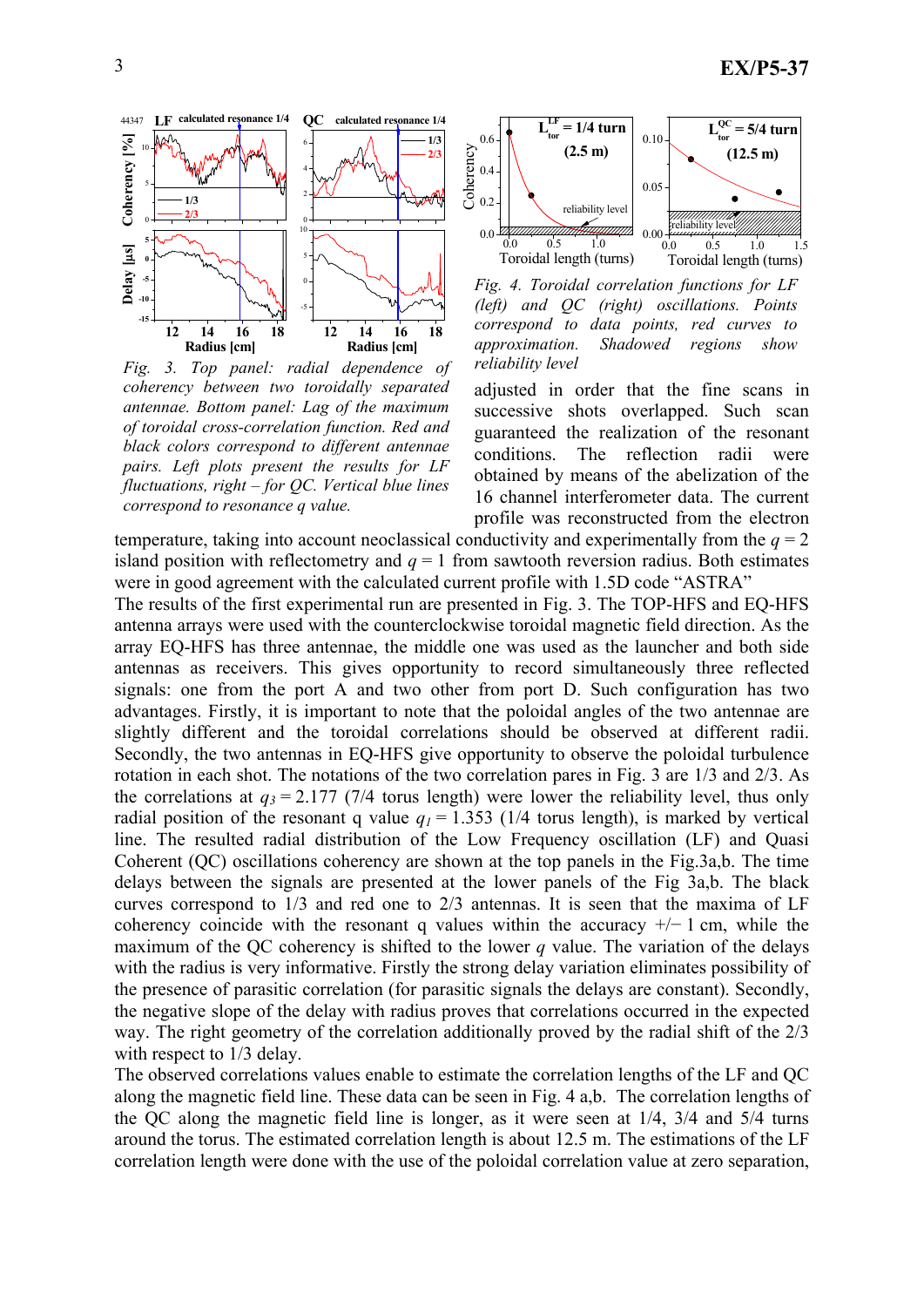*Fig. 3. Top panel: radial dependence of coherency between two toroidally separated antennae. Bottom panel: Lag of the maximum of toroidal cross-correlation function. Red and black colors correspond to different antenna pairs. Left plots present the results for LF fluctuations, right – for QC. Vertical blue lines correspond to resonance q value.*

*Fig. 4. Toroidal correlation functions for LF (left) and QC (right) oscillations. Points correspond to data points, red curves to approximation. Shadowed regions show reliability level*

adjusted in order that the fine scans in successive shots overlapped. Such scan guaranteed the realization of the resonant conditions. The reflection radii were obtained by means of the abelization of the 16 channel interferometer data. The current profile was reconstructed from the electron temperature, taking into account neoclassical conductivity and experimentally from the $q = 2$ island position with reflectometry and $q = 1$ from sawtooth reversion radius. Both estimates were in good agreement with the calculated current profile with 1.5D code "ASTRA"

The results of the first experimental run are presented in Fig. 3. The TOP-HFS and EQ-HFS antenna arrays were used with the counterclockwise toroidal magnetic field direction. As the array EQ-HFS has three antennae, the middle one was used as the launcher and both side antennas as receivers. This gives opportunity to record simultaneously three reflected signals: one from the port A and two other from port D. Such configuration has two advantages. Firstly, it is important to note that the poloidal angles of the two antennae are slightly different and the toroidal correlations should be observed at different radii. Secondly, the two antennas in EQ-HFS give opportunity to observe the poloidal turbulence rotation in each shot. The notations of the two correlation pares in Fig. 3 are 1/3 and 2/3. As the correlations at $q_3 = 2.177$ (7/4 torus length) were lower the reliability level, thus only radial position of the resonant q value $q_1 = 1.353$ (1/4 torus length), is marked by vertical line. The resulted radial distribution of the Low Frequency oscillation (LF) and Quasi Coherent (QC) oscillations coherency are shown at the top panels in the Fig.3a,b. The time delays between the signals are presented at the lower panels of the Fig 3a,b. The black curves correspond to 1/3 and red one to 2/3 antennas. It is seen that the maxima of LF coherency coincide with the resonant q values within the accuracy +/− 1 cm, while the maximum of the QC coherency is shifted to the lower $q$ value. The variation of the delays with the radius is very informative. Firstly the strong delay variation eliminates possibility of the presence of parasitic correlation (for parasitic signals the delays are constant). Secondly, the negative slope of the delay with radius proves that correlations occurred in the expected way. The right geometry of the correlation additionally proved by the radial shift of the 2/3 with respect to 1/3 delay.

The observed correlations values enable to estimate the correlation lengths of the LF and QC along the magnetic field line. These data can be seen in Fig. 4 a,b. The correlation lengths of the QC along the magnetic field line is longer, as it were seen at 1/4, 3/4 and 5/4 turns around the torus. The estimated correlation length is about 12.5 m. The estimations of the LF correlation length were done with the use of the poloidal correlation value at zero separation,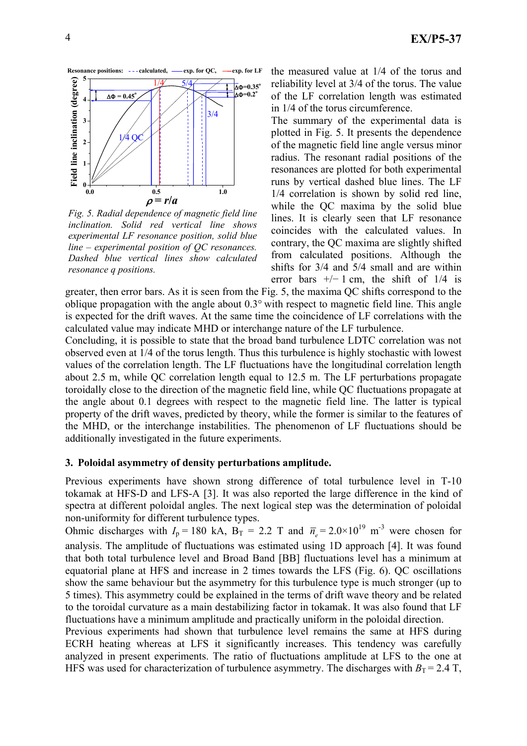Fig. 5. Radial dependence of magnetic field line inclination. Solid red vertical line shows experimental LF resonance position, solid blue line – experimental position of QC resonances. Dashed blue vertical lines show calculated resonance q positions.

the measured value at 1/4 of the torus and reliability level at 3/4 of the torus. The value of the LF correlation length was estimated in 1/4 of the torus circumference.

The summary of the experimental data is plotted in Fig. 5. It presents the dependence of the magnetic field line angle versus minor radius. The resonant radial positions of the resonances are plotted for both experimental runs by vertical dashed blue lines. The LF 1/4 correlation is shown by solid red line, while the QC maxima by the solid blue lines. It is clearly seen that LF resonance coincides with the calculated values. In contrary, the QC maxima are slightly shifted from calculated positions. Although the shifts for 3/4 and 5/4 small and are within error bars +/− 1 cm, the shift of 1/4 is greater, then error bars. As it is seen from the Fig. 5, the maxima QC shifts correspond to the oblique propagation with the angle about 0.3° with respect to magnetic field line. This angle is expected for the drift waves. At the same time the coincidence of LF correlations with the calculated value may indicate MHD or interchange nature of the LF turbulence.

Concluding, it is possible to state that the broad band turbulence LDTC correlation was not observed even at 1/4 of the torus length. Thus this turbulence is highly stochastic with lowest values of the correlation length. The LF fluctuations have the longitudinal correlation length about 2.5 m, while QC correlation length equal to 12.5 m. The LF perturbations propagate toroidally close to the direction of the magnetic field line, while QC fluctuations propagate at the angle about 0.1 degrees with respect to the magnetic field line. The latter is typical property of the drift waves, predicted by theory, while the former is similar to the features of the MHD, or the interchange instabilities. The phenomenon of LF fluctuations should be additionally investigated in the future experiments.

## 3. Poloidal asymmetry of density perturbations amplitude.

Previous experiments have shown strong difference of total turbulence level in T-10 tokamak at HFS-D and LFS-A [3]. It was also reported the large difference in the kind of spectra at different poloidal angles. The next logical step was the determination of poloidal non-uniformity for different turbulence types.

Ohmic discharges with $I_p = 180$ kA, $B_T = 2.2$ T and $\bar{n}_e = 2.0\times10^{19}$ m$^{-3}$ were chosen for analysis. The amplitude of fluctuations was estimated using 1D approach [4]. It was found that both total turbulence level and Broad Band [BB] fluctuations level has a minimum at equatorial plane at HFS and increase in 2 times towards the LFS (Fig. 6). QC oscillations show the same behaviour but the asymmetry for this turbulence type is much stronger (up to 5 times). This asymmetry could be explained in the terms of drift wave theory and be related to the toroidal curvature as a main destabilizing factor in tokamak. It was also found that LF fluctuations have a minimum amplitude and practically uniform in the poloidal direction.

Previous experiments had shown that turbulence level remains the same at HFS during ECRH heating whereas at LFS it significantly increases. This tendency was carefully analyzed in present experiments. The ratio of fluctuations amplitude at LFS to the one at HFS was used for characterization of turbulence asymmetry. The discharges with $B_T = 2.4$ T,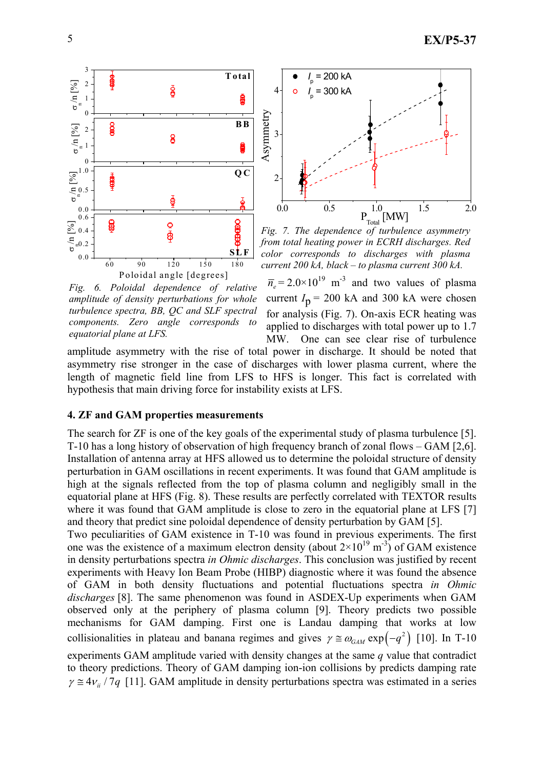Fig. 6. Poloidal dependence of relative amplitude of density perturbations for whole turbulence spectra, BB, QC and SLF spectral components. Zero angle corresponds to equatorial plane at LFS.

Fig. 7. The dependence of turbulence asymmetry from total heating power in ECRH discharges. Red color corresponds to discharges with plasma current 200 kA, black – to plasma current 300 kA.

$\bar{n}_e = 2.0\times10^{19}$ m$^{-3}$ and two values of plasma current $I_p$ = 200 kA and 300 kA were chosen for analysis (Fig. 7). On-axis ECR heating was applied to discharges with total power up to 1.7 MW. One can see clear rise of turbulence amplitude asymmetry with the rise of total power in discharge. It should be noted that asymmetry rise stronger in the case of discharges with lower plasma current, where the length of magnetic field line from LFS to HFS is longer. This fact is correlated with hypothesis that main driving force for instability exists at LFS.

## 4. ZF and GAM properties measurements

The search for ZF is one of the key goals of the experimental study of plasma turbulence [5]. T-10 has a long history of observation of high frequency branch of zonal flows – GAM [2,6]. Installation of antenna array at HFS allowed us to determine the poloidal structure of density perturbation in GAM oscillations in recent experiments. It was found that GAM amplitude is high at the signals reflected from the top of plasma column and negligibly small in the equatorial plane at HFS (Fig. 8). These results are perfectly correlated with TEXTOR results where it was found that GAM amplitude is close to zero in the equatorial plane at LFS [7] and theory that predict sine poloidal dependence of density perturbation by GAM [5].

Two peculiarities of GAM existence in T-10 was found in previous experiments. The first one was the existence of a maximum electron density (about $2\times10^{19}$ m$^{-3}$) of GAM existence in density perturbations spectra *in Ohmic discharges*. This conclusion was justified by recent experiments with Heavy Ion Beam Probe (HIBP) diagnostic where it was found the absence of GAM in both density fluctuations and potential fluctuations spectra *in Ohmic discharges* [8]. The same phenomenon was found in ASDEX-Up experiments when GAM observed only at the periphery of plasma column [9]. Theory predicts two possible mechanisms for GAM damping. First one is Landau damping that works at low collisionalities in plateau and banana regimes and gives $\gamma \cong \omega_{GAM} \exp\left(-q^2\right)$ [10]. In T-10 experiments GAM amplitude varied with density changes at the same $q$ value that contradict to theory predictions. Theory of GAM damping ion-ion collisions by predicts damping rate $\gamma \cong 4\nu_{ii}/7q$ [11]. GAM amplitude in density perturbations spectra was estimated in a series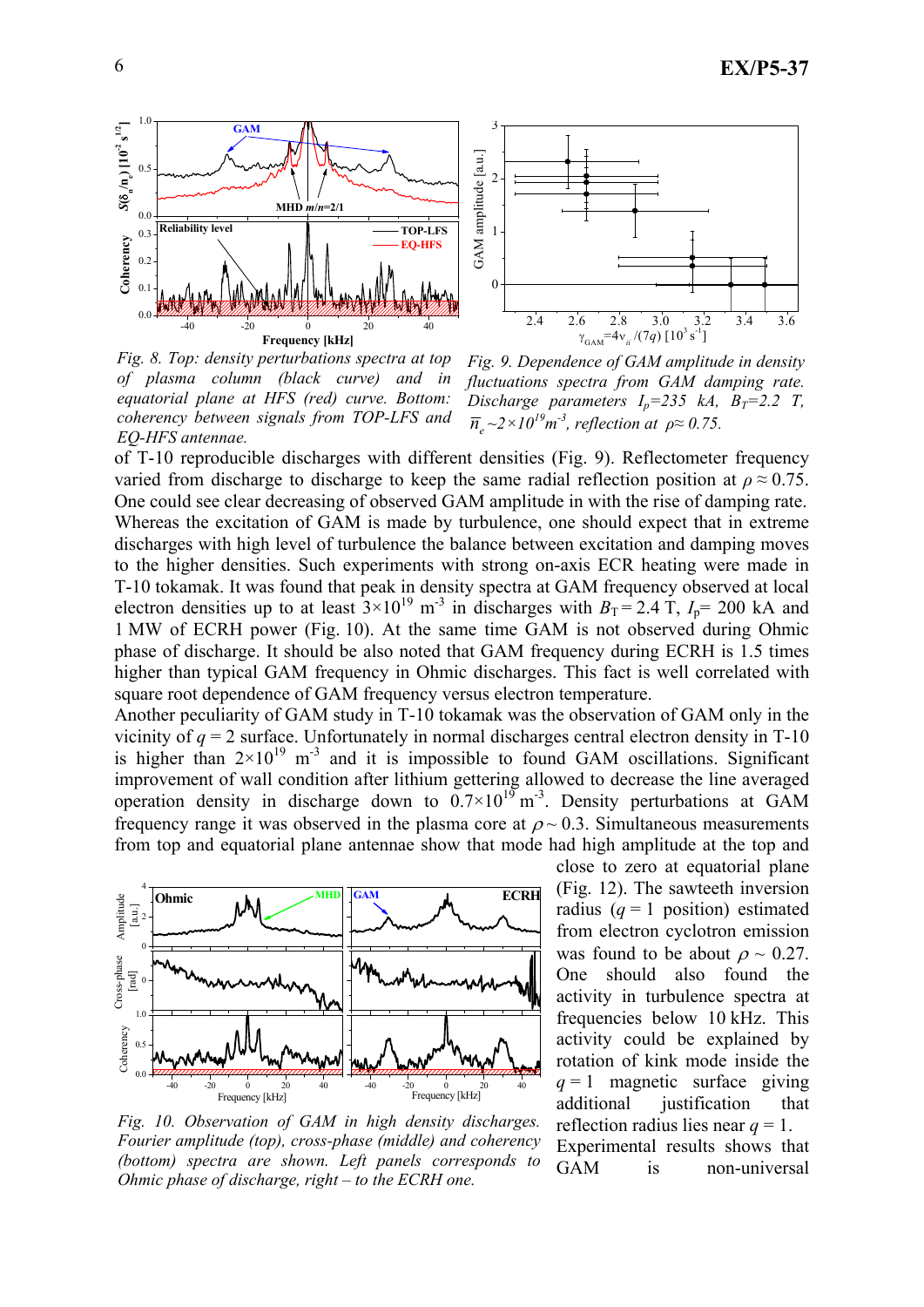*Fig. 8. Top: density perturbations spectra at top of plasma column (black curve) and in equatorial plane at HFS (red) curve. Bottom: coherency between signals from TOP-LFS and EQ-HFS antennae.*

*Fig. 9. Dependence of GAM amplitude in density fluctuations spectra from GAM damping rate. Discharge parameters $I_p$=235 kA, $B_T$=2.2 T, $\bar{n}_e$~$2\times10^{19}$m$^{-3}$, reflection at ρ≈ 0.75.*

of T-10 reproducible discharges with different densities (Fig. 9). Reflectometer frequency varied from discharge to discharge to keep the same radial reflection position at $\rho \approx 0.75$. One could see clear decreasing of observed GAM amplitude in with the rise of damping rate. Whereas the excitation of GAM is made by turbulence, one should expect that in extreme discharges with high level of turbulence the balance between excitation and damping moves to the higher densities. Such experiments with strong on-axis ECR heating were made in T-10 tokamak. It was found that peak in density spectra at GAM frequency observed at local electron densities up to at least $3\times10^{19}$ m$^{-3}$ in discharges with $B_T = 2.4$ T, $I_p = 200$ kA and 1 MW of ECRH power (Fig. 10). At the same time GAM is not observed during Ohmic phase of discharge. It should be also noted that GAM frequency during ECRH is 1.5 times higher than typical GAM frequency in Ohmic discharges. This fact is well correlated with square root dependence of GAM frequency versus electron temperature.

Another peculiarity of GAM study in T-10 tokamak was the observation of GAM only in the vicinity of $q = 2$ surface. Unfortunately in normal discharges central electron density in T-10 is higher than $2\times10^{19}$ m$^{-3}$ and it is impossible to found GAM oscillations. Significant improvement of wall condition after lithium gettering allowed to decrease the line averaged operation density in discharge down to $0.7\times10^{19}$ m$^{-3}$. Density perturbations at GAM frequency range it was observed in the plasma core at $\rho \sim 0.3$. Simultaneous measurements from top and equatorial plane antennae show that mode had high amplitude at the top and close to zero at equatorial plane (Fig. 12). The sawteeth inversion radius ($q = 1$ position) estimated from electron cyclotron emission was found to be about $\rho \sim 0.27$. One should also found the activity in turbulence spectra at frequencies below 10 kHz. This activity could be explained by rotation of kink mode inside the $q = 1$ magnetic surface giving additional justification that reflection radius lies near $q = 1$.

*Fig. 10. Observation of GAM in high density discharges. Fourier amplitude (top), cross-phase (middle) and coherency (bottom) spectra are shown. Left panels corresponds to Ohmic phase of discharge, right – to the ECRH one.*

Experimental results shows that GAM is non-universal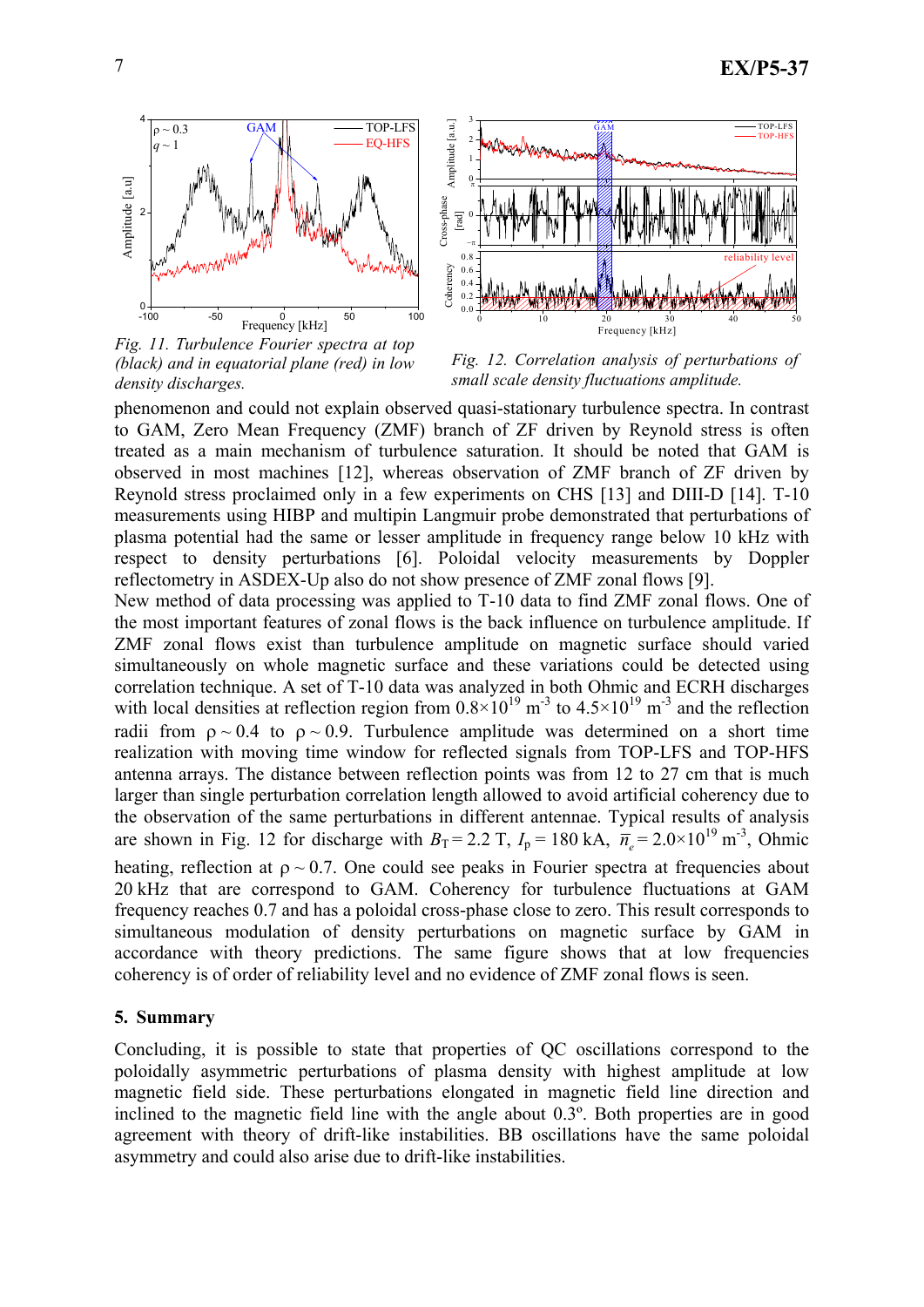*Fig. 11. Turbulence Fourier spectra at top (black) and in equatorial plane (red) in low density discharges.*

*Fig. 12. Correlation analysis of perturbations of small scale density fluctuations amplitude.*

phenomenon and could not explain observed quasi-stationary turbulence spectra. In contrast to GAM, Zero Mean Frequency (ZMF) branch of ZF driven by Reynold stress is often treated as a main mechanism of turbulence saturation. It should be noted that GAM is observed in most machines [12], whereas observation of ZMF branch of ZF driven by Reynold stress proclaimed only in a few experiments on CHS [13] and DIII-D [14]. T-10 measurements using HIBP and multipin Langmuir probe demonstrated that perturbations of plasma potential had the same or lesser amplitude in frequency range below 10 kHz with respect to density perturbations [6]. Poloidal velocity measurements by Doppler reflectometry in ASDEX-Up also do not show presence of ZMF zonal flows [9].

New method of data processing was applied to T-10 data to find ZMF zonal flows. One of the most important features of zonal flows is the back influence on turbulence amplitude. If ZMF zonal flows exist than turbulence amplitude on magnetic surface should varied simultaneously on whole magnetic surface and these variations could be detected using correlation technique. A set of T-10 data was analyzed in both Ohmic and ECRH discharges with local densities at reflection region from $0.8\times10^{19}$ m$^{-3}$ to $4.5\times10^{19}$ m$^{-3}$ and the reflection radii from $\rho \sim 0.4$ to $\rho \sim 0.9$. Turbulence amplitude was determined on a short time realization with moving time window for reflected signals from TOP-LFS and TOP-HFS antenna arrays. The distance between reflection points was from 12 to 27 cm that is much larger than single perturbation correlation length allowed to avoid artificial coherency due to the observation of the same perturbations in different antennae. Typical results of analysis are shown in Fig. 12 for discharge with $B_T = 2.2$ T, $I_p = 180$ kA, $\bar{n}_e = 2.0\times10^{19}$ m$^{-3}$, Ohmic heating, reflection at $\rho \sim 0.7$. One could see peaks in Fourier spectra at frequencies about 20 kHz that are correspond to GAM. Coherency for turbulence fluctuations at GAM frequency reaches 0.7 and has a poloidal cross-phase close to zero. This result corresponds to simultaneous modulation of density perturbations on magnetic surface by GAM in accordance with theory predictions. The same figure shows that at low frequencies coherency is of order of reliability level and no evidence of ZMF zonal flows is seen.

## 5. Summary

Concluding, it is possible to state that properties of QC oscillations correspond to the poloidally asymmetric perturbations of plasma density with highest amplitude at low magnetic field side. These perturbations elongated in magnetic field line direction and inclined to the magnetic field line with the angle about 0.3º. Both properties are in good agreement with theory of drift-like instabilities. BB oscillations have the same poloidal asymmetry and could also arise due to drift-like instabilities.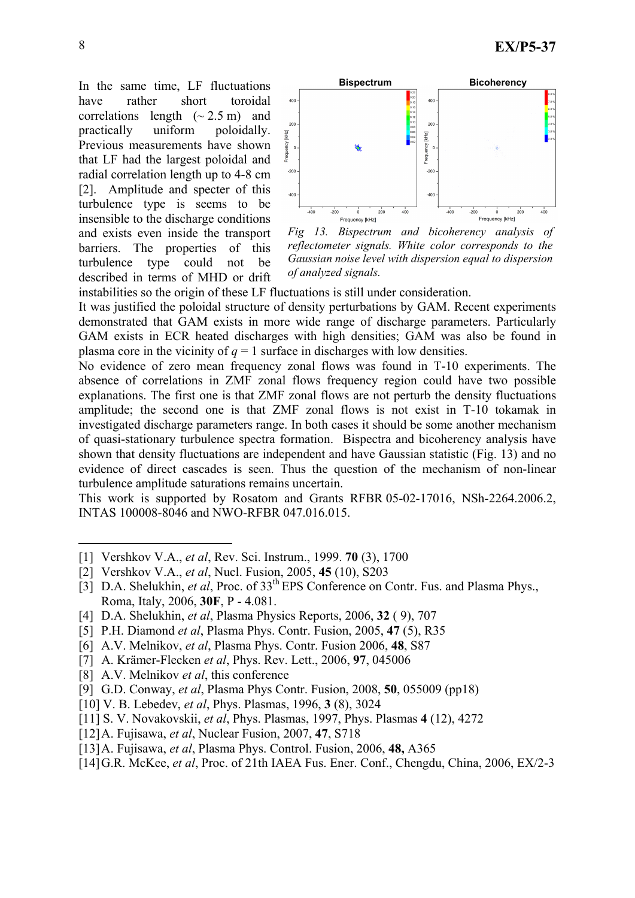In the same time, LF fluctuations have rather short toroidal correlations length (~ 2.5 m) and practically uniform poloidally. Previous measurements have shown that LF had the largest poloidal and radial correlation length up to 4-8 cm [2]. Amplitude and specter of this turbulence type is seems to be insensible to the discharge conditions and exists even inside the transport barriers. The properties of this turbulence type could not be described in terms of MHD or drift instabilities so the origin of these LF fluctuations is still under consideration.

Bispectrum

Bicoherency

Frequency [kHz]

Frequency [kHz]

400

200

0

-200

-400

-400 -200 0 200 400

*Fig 13. Bispectrum and bicoherency analysis of reflectometer signals. White color corresponds to the Gaussian noise level with dispersion equal to dispersion of analyzed signals.*

It was justified the poloidal structure of density perturbations by GAM. Recent experiments demonstrated that GAM exists in more wide range of discharge parameters. Particularly GAM exists in ECR heated discharges with high densities; GAM was also be found in plasma core in the vicinity of $q = 1$ surface in discharges with low densities.

No evidence of zero mean frequency zonal flows was found in T-10 experiments. The absence of correlations in ZMF zonal flows frequency region could have two possible explanations. The first one is that ZMF zonal flows are not perturb the density fluctuations amplitude; the second one is that ZMF zonal flows is not exist in T-10 tokamak in investigated discharge parameters range. In both cases it should be some another mechanism of quasi-stationary turbulence spectra formation. Bispectra and bicoherency analysis have shown that density fluctuations are independent and have Gaussian statistic (Fig. 13) and no evidence of direct cascades is seen. Thus the question of the mechanism of non-linear turbulence amplitude saturations remains uncertain.

This work is supported by Rosatom and Grants RFBR 05-02-17016, NSh-2264.2006.2, INTAS 100008-8046 and NWO-RFBR 047.016.015.

---

[1] Vershkov V.A., *et al*, Rev. Sci. Instrum., 1999. **70** (3), 1700
[2] Vershkov V.A., *et al*, Nucl. Fusion, 2005, **45** (10), S203
[3] D.A. Shelukhin, *et al*, Proc. of 33th EPS Conference on Contr. Fus. and Plasma Phys., Roma, Italy, 2006, **30F**, P - 4.081.
[4] D.A. Shelukhin, *et al*, Plasma Physics Reports, 2006, **32** ( 9), 707
[5] P.H. Diamond *et al*, Plasma Phys. Contr. Fusion, 2005, **47** (5), R35
[6] A.V. Melnikov, *et al*, Plasma Phys. Contr. Fusion 2006, **48**, S87
[7] A. Krämer-Flecken *et al*, Phys. Rev. Lett., 2006, **97**, 045006
[8] A.V. Melnikov *et al*, this conference
[9] G.D. Conway, *et al*, Plasma Phys Contr. Fusion, 2008, **50**, 055009 (pp18)
[10] V. B. Lebedev, *et al*, Phys. Plasmas, 1996, **3** (8), 3024
[11] S. V. Novakovskii, *et al*, Phys. Plasmas, 1997, Phys. Plasmas **4** (12), 4272
[12] A. Fujisawa, *et al*, Nuclear Fusion, 2007, **47**, S718
[13] A. Fujisawa, *et al*, Plasma Phys. Control. Fusion, 2006, **48,** A365
[14] G.R. McKee, *et al*, Proc. of 21th IAEA Fus. Ener. Conf., Chengdu, China, 2006, EX/2-3